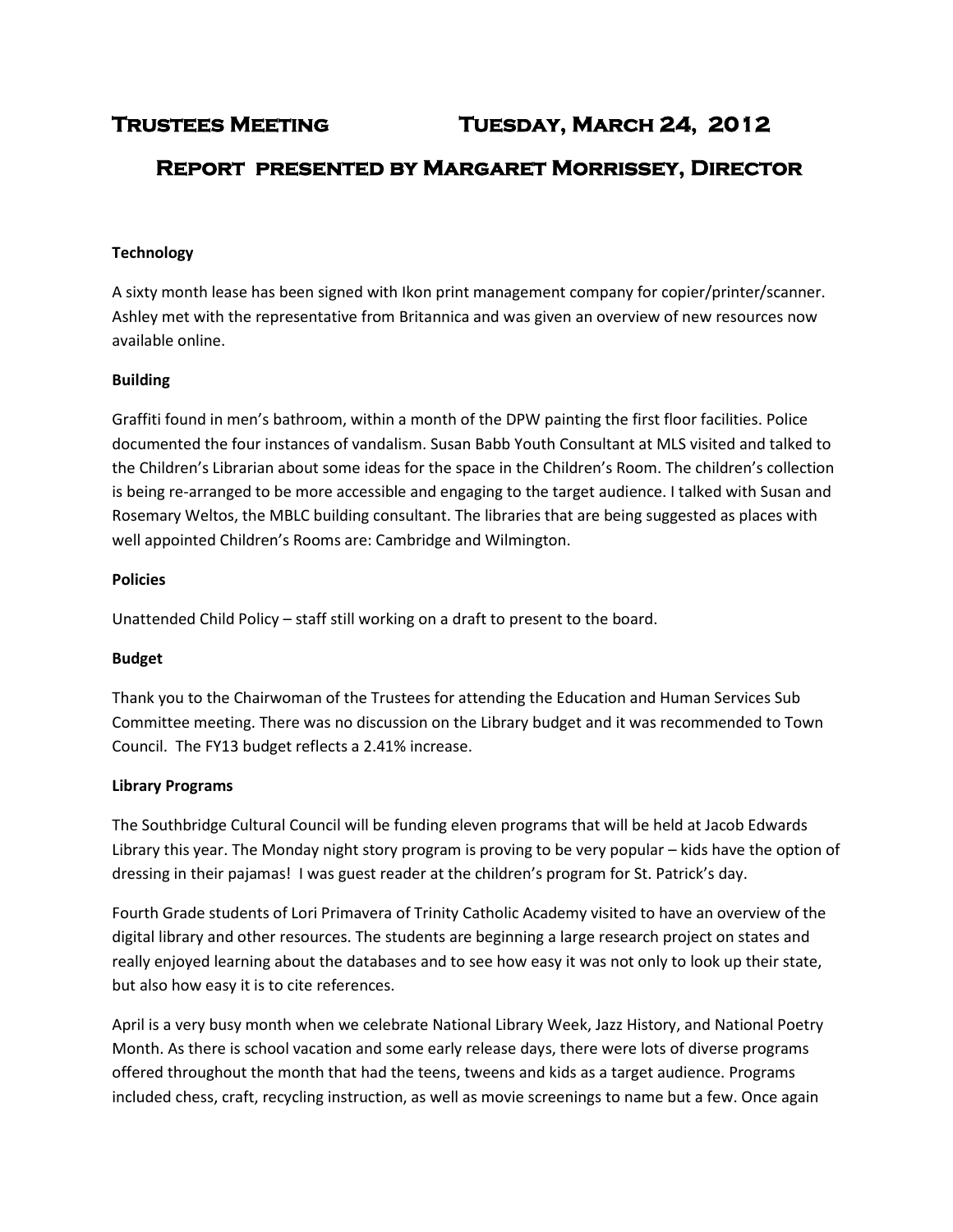# Trustees Meeting Tuesday, March 24, 2012

## Report presented by Margaret Morrissey, Director

**Technology**

A sixty month lease has been signed with Ikon print management company for copier/printer/scanner. Ashley met with the representative from Britannica and was given an overview of new resources now available online.

**Building**

Graffiti found in men's bathroom, within a month of the DPW painting the first floor facilities. Police documented the four instances of vandalism. Susan Babb Youth Consultant at MLS visited and talked to the Children's Librarian about some ideas for the space in the Children's Room. The children's collection is being re-arranged to be more accessible and engaging to the target audience. I talked with Susan and Rosemary Weltos, the MBLC building consultant. The libraries that are being suggested as places with well appointed Children's Rooms are: Cambridge and Wilmington.

**Policies**

Unattended Child Policy – staff still working on a draft to present to the board.

**Budget**

Thank you to the Chairwoman of the Trustees for attending the Education and Human Services Sub Committee meeting. There was no discussion on the Library budget and it was recommended to Town Council. The FY13 budget reflects a 2.41% increase.

**Library Programs**

The Southbridge Cultural Council will be funding eleven programs that will be held at Jacob Edwards Library this year. The Monday night story program is proving to be very popular – kids have the option of dressing in their pajamas! I was guest reader at the children's program for St. Patrick's day.

Fourth Grade students of Lori Primavera of Trinity Catholic Academy visited to have an overview of the digital library and other resources. The students are beginning a large research project on states and really enjoyed learning about the databases and to see how easy it was not only to look up their state, but also how easy it is to cite references.

April is a very busy month when we celebrate National Library Week, Jazz History, and National Poetry Month. As there is school vacation and some early release days, there were lots of diverse programs offered throughout the month that had the teens, tweens and kids as a target audience. Programs included chess, craft, recycling instruction, as well as movie screenings to name but a few. Once again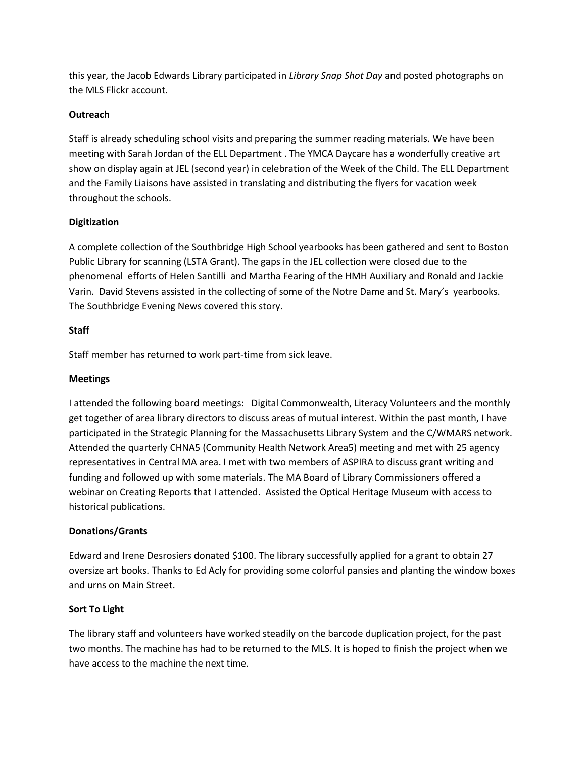this year, the Jacob Edwards Library participated in *Library Snap Shot Day* and posted photographs on the MLS Flickr account.

**Outreach**

Staff is already scheduling school visits and preparing the summer reading materials. We have been meeting with Sarah Jordan of the ELL Department . The YMCA Daycare has a wonderfully creative art show on display again at JEL (second year) in celebration of the Week of the Child. The ELL Department and the Family Liaisons have assisted in translating and distributing the flyers for vacation week throughout the schools.

**Digitization**

A complete collection of the Southbridge High School yearbooks has been gathered and sent to Boston Public Library for scanning (LSTA Grant). The gaps in the JEL collection were closed due to the phenomenal efforts of Helen Santilli and Martha Fearing of the HMH Auxiliary and Ronald and Jackie Varin. David Stevens assisted in the collecting of some of the Notre Dame and St. Mary's yearbooks. The Southbridge Evening News covered this story.

**Staff**

Staff member has returned to work part-time from sick leave.

**Meetings**

I attended the following board meetings: Digital Commonwealth, Literacy Volunteers and the monthly get together of area library directors to discuss areas of mutual interest. Within the past month, I have participated in the Strategic Planning for the Massachusetts Library System and the C/WMARS network. Attended the quarterly CHNA5 (Community Health Network Area5) meeting and met with 25 agency representatives in Central MA area. I met with two members of ASPIRA to discuss grant writing and funding and followed up with some materials. The MA Board of Library Commissioners offered a webinar on Creating Reports that I attended. Assisted the Optical Heritage Museum with access to historical publications.

**Donations/Grants**

Edward and Irene Desrosiers donated $100. The library successfully applied for a grant to obtain 27 oversize art books. Thanks to Ed Acly for providing some colorful pansies and planting the window boxes and urns on Main Street.

**Sort To Light**

The library staff and volunteers have worked steadily on the barcode duplication project, for the past two months. The machine has had to be returned to the MLS. It is hoped to finish the project when we have access to the machine the next time.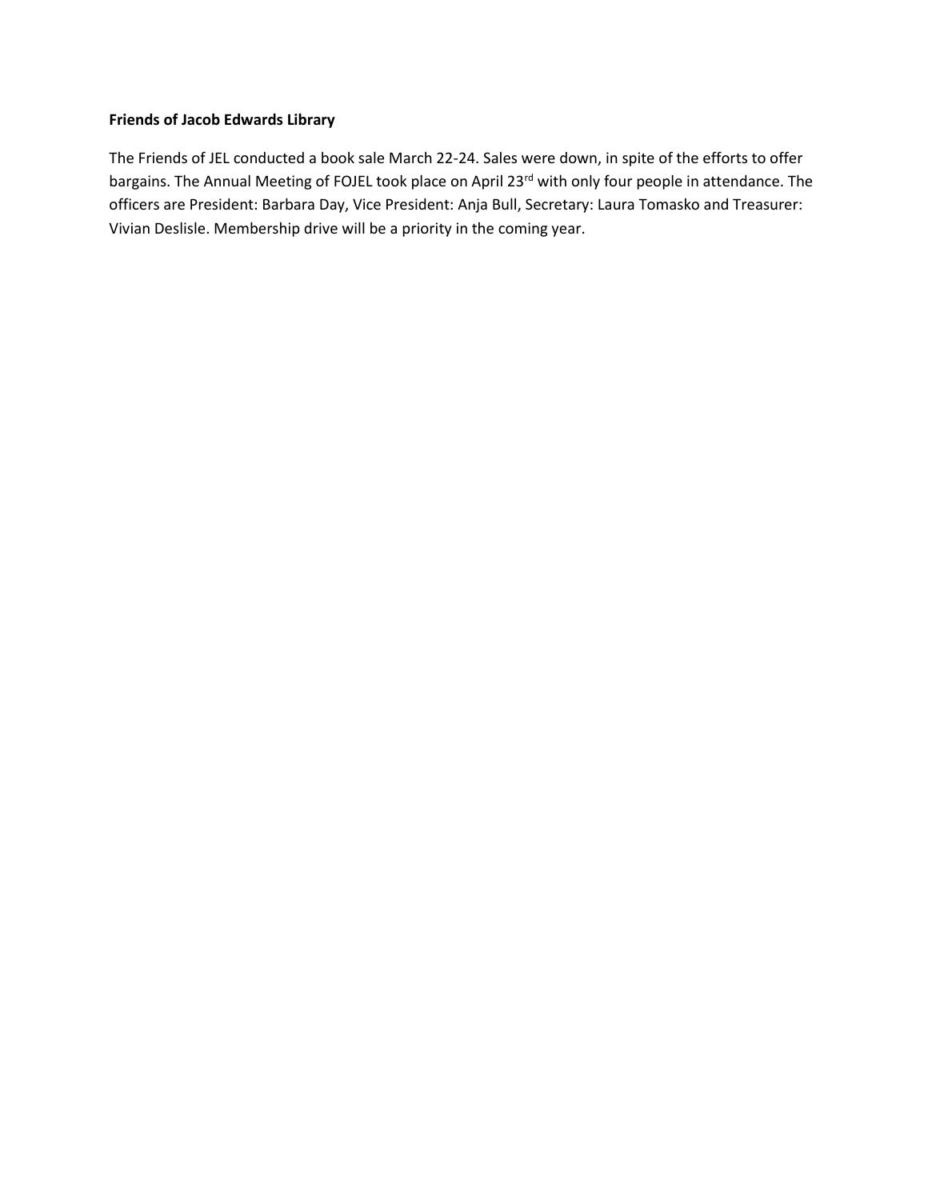**Friends of Jacob Edwards Library**

The Friends of JEL conducted a book sale March 22-24. Sales were down, in spite of the efforts to offer bargains. The Annual Meeting of FOJEL took place on April 23rd with only four people in attendance. The officers are President: Barbara Day, Vice President: Anja Bull, Secretary: Laura Tomasko and Treasurer: Vivian Deslisle. Membership drive will be a priority in the coming year.